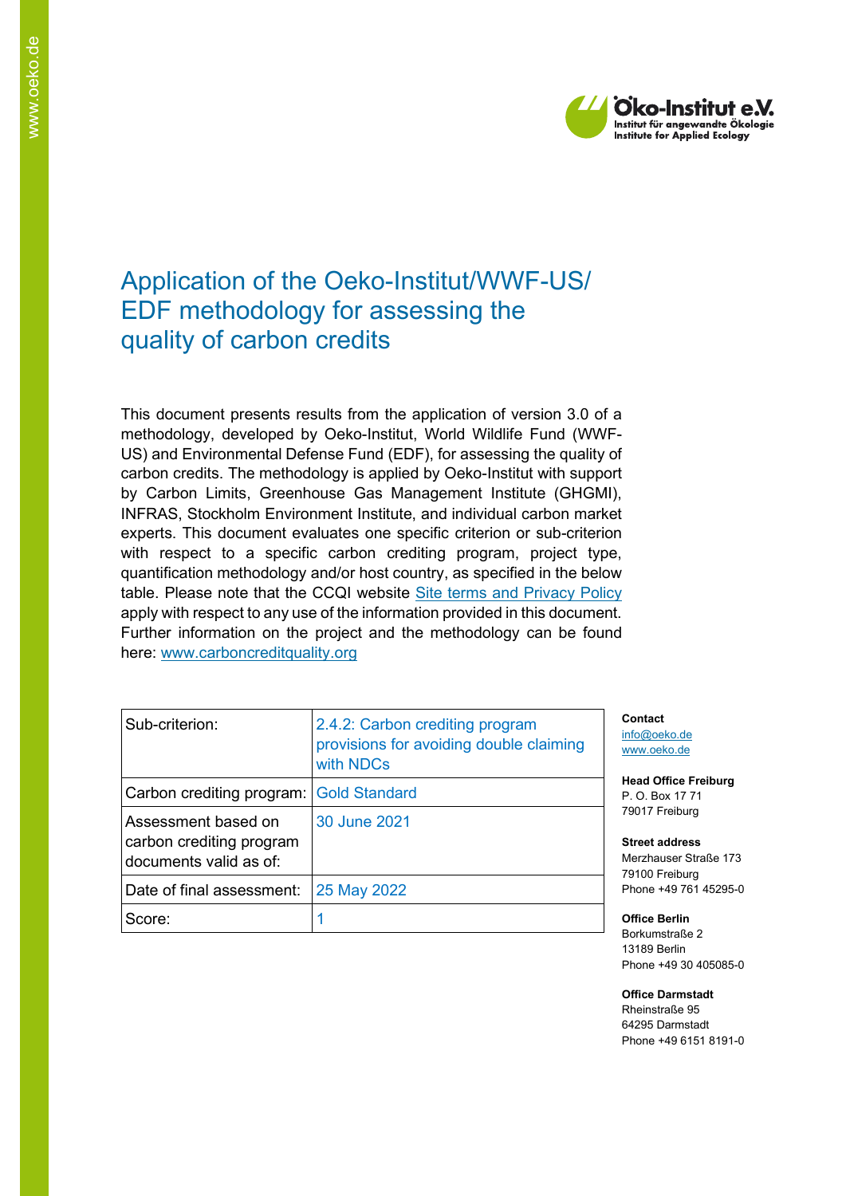# Application of the Oeko-Institut/WWF-US/ EDF methodology for assessing the quality of carbon credits

This document presents results from the application of version 3.0 of a methodology, developed by Oeko-Institut, World Wildlife Fund (WWF-US) and Environmental Defense Fund (EDF), for assessing the quality of carbon credits. The methodology is applied by Oeko-Institut with support by Carbon Limits, Greenhouse Gas Management Institute (GHGMI), INFRAS, Stockholm Environment Institute, and individual carbon market experts. This document evaluates one specific criterion or sub-criterion with respect to a specific carbon crediting program, project type, quantification methodology and/or host country, as specified in the below table. Please note that the CCQI website [Site terms and Privacy Policy](#) apply with respect to any use of the information provided in this document. Further information on the project and the methodology can be found here: [www.carboncreditquality.org](http://www.carboncreditquality.org)

| | |
|---|---|
| Sub-criterion: | 2.4.2: Carbon crediting program provisions for avoiding double claiming with NDCs |
| Carbon crediting program: | Gold Standard |
| Assessment based on carbon crediting program documents valid as of: | 30 June 2021 |
| Date of final assessment: | 25 May 2022 |
| Score: | 1 |

**Contact**
info@oeko.de
www.oeko.de

**Head Office Freiburg**
P. O. Box 17 71
79017 Freiburg

**Street address**
Merzhauser Straße 173
79100 Freiburg
Phone +49 761 45295-0

**Office Berlin**
Borkumstraße 2
13189 Berlin
Phone +49 30 405085-0

**Office Darmstadt**
Rheinstraße 95
64295 Darmstadt
Phone +49 6151 8191-0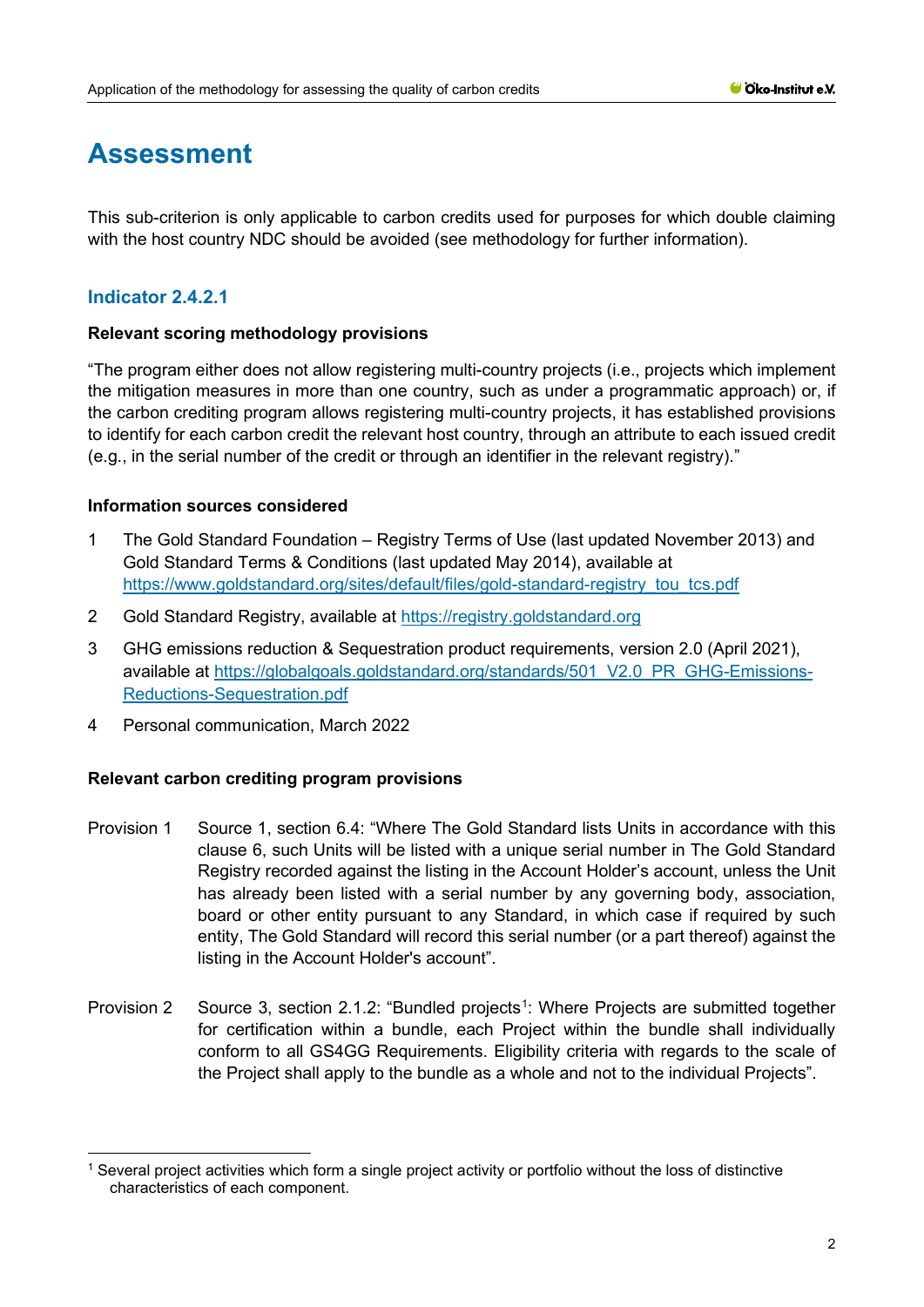# Assessment

This sub-criterion is only applicable to carbon credits used for purposes for which double claiming with the host country NDC should be avoided (see methodology for further information).

### Indicator 2.4.2.1

**Relevant scoring methodology provisions**

"The program either does not allow registering multi-country projects (i.e., projects which implement the mitigation measures in more than one country, such as under a programmatic approach) or, if the carbon crediting program allows registering multi-country projects, it has established provisions to identify for each carbon credit the relevant host country, through an attribute to each issued credit (e.g., in the serial number of the credit or through an identifier in the relevant registry)."

**Information sources considered**

1. The Gold Standard Foundation – Registry Terms of Use (last updated November 2013) and Gold Standard Terms & Conditions (last updated May 2014), available at https://www.goldstandard.org/sites/default/files/gold-standard-registry_tou_tcs.pdf
2. Gold Standard Registry, available at https://registry.goldstandard.org
3. GHG emissions reduction & Sequestration product requirements, version 2.0 (April 2021), available at https://globalgoals.goldstandard.org/standards/501_V2.0_PR_GHG-Emissions-Reductions-Sequestration.pdf
4. Personal communication, March 2022

**Relevant carbon crediting program provisions**

Provision 1 Source 1, section 6.4: "Where The Gold Standard lists Units in accordance with this clause 6, such Units will be listed with a unique serial number in The Gold Standard Registry recorded against the listing in the Account Holder's account, unless the Unit has already been listed with a serial number by any governing body, association, board or other entity pursuant to any Standard, in which case if required by such entity, The Gold Standard will record this serial number (or a part thereof) against the listing in the Account Holder's account".

Provision 2 Source 3, section 2.1.2: "Bundled projects[1]: Where Projects are submitted together for certification within a bundle, each Project within the bundle shall individually conform to all GS4GG Requirements. Eligibility criteria with regards to the scale of the Project shall apply to the bundle as a whole and not to the individual Projects".

[1] Several project activities which form a single project activity or portfolio without the loss of distinctive characteristics of each component.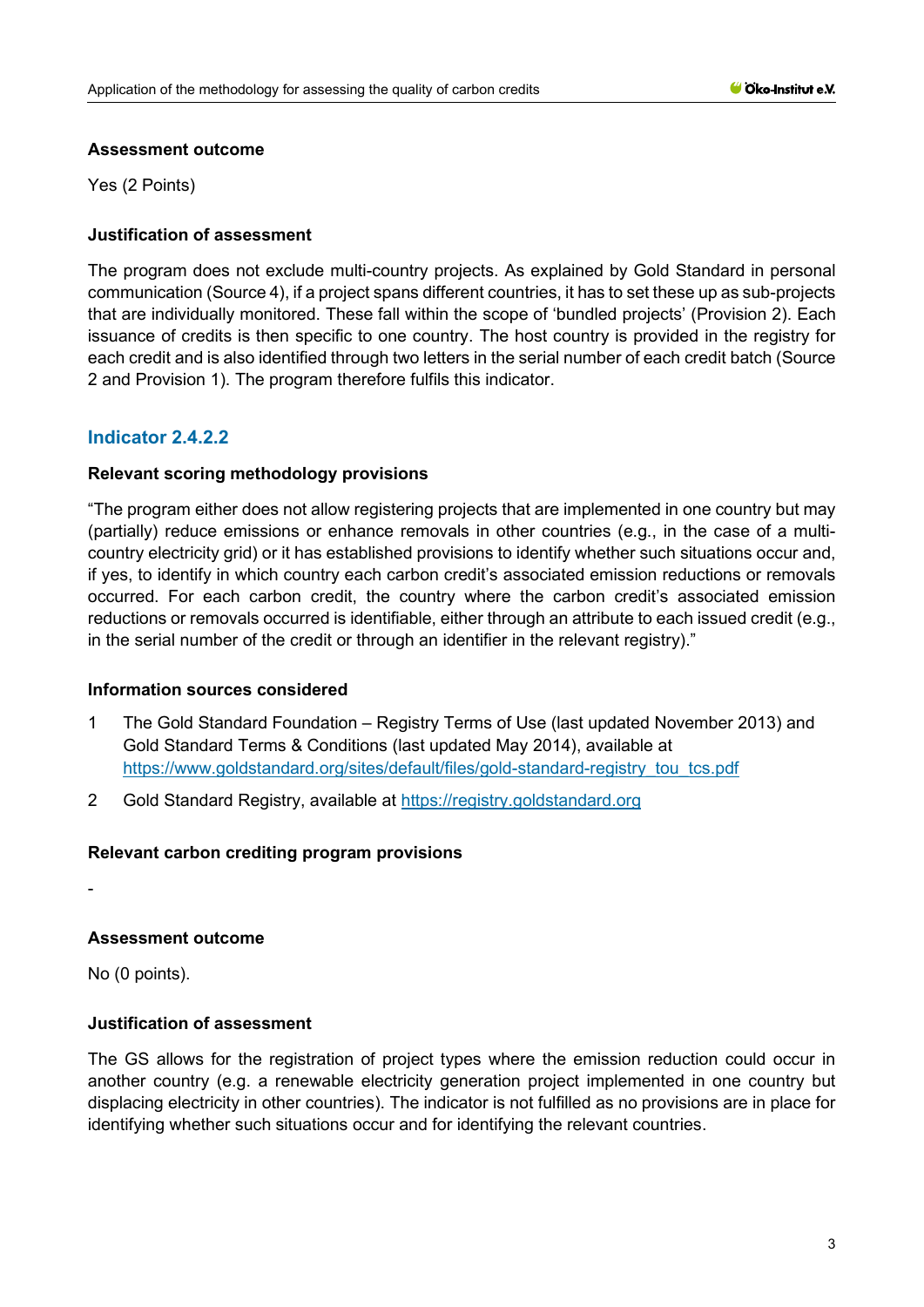**Assessment outcome**

Yes (2 Points)

**Justification of assessment**

The program does not exclude multi-country projects. As explained by Gold Standard in personal communication (Source 4), if a project spans different countries, it has to set these up as sub-projects that are individually monitored. These fall within the scope of 'bundled projects' (Provision 2). Each issuance of credits is then specific to one country. The host country is provided in the registry for each credit and is also identified through two letters in the serial number of each credit batch (Source 2 and Provision 1). The program therefore fulfils this indicator.

## Indicator 2.4.2.2

**Relevant scoring methodology provisions**

"The program either does not allow registering projects that are implemented in one country but may (partially) reduce emissions or enhance removals in other countries (e.g., in the case of a multi-country electricity grid) or it has established provisions to identify whether such situations occur and, if yes, to identify in which country each carbon credit's associated emission reductions or removals occurred. For each carbon credit, the country where the carbon credit's associated emission reductions or removals occurred is identifiable, either through an attribute to each issued credit (e.g., in the serial number of the credit or through an identifier in the relevant registry)."

**Information sources considered**

1. The Gold Standard Foundation – Registry Terms of Use (last updated November 2013) and Gold Standard Terms & Conditions (last updated May 2014), available at https://www.goldstandard.org/sites/default/files/gold-standard-registry_tou_tcs.pdf
2. Gold Standard Registry, available at https://registry.goldstandard.org

**Relevant carbon crediting program provisions**

-

**Assessment outcome**

No (0 points).

**Justification of assessment**

The GS allows for the registration of project types where the emission reduction could occur in another country (e.g. a renewable electricity generation project implemented in one country but displacing electricity in other countries). The indicator is not fulfilled as no provisions are in place for identifying whether such situations occur and for identifying the relevant countries.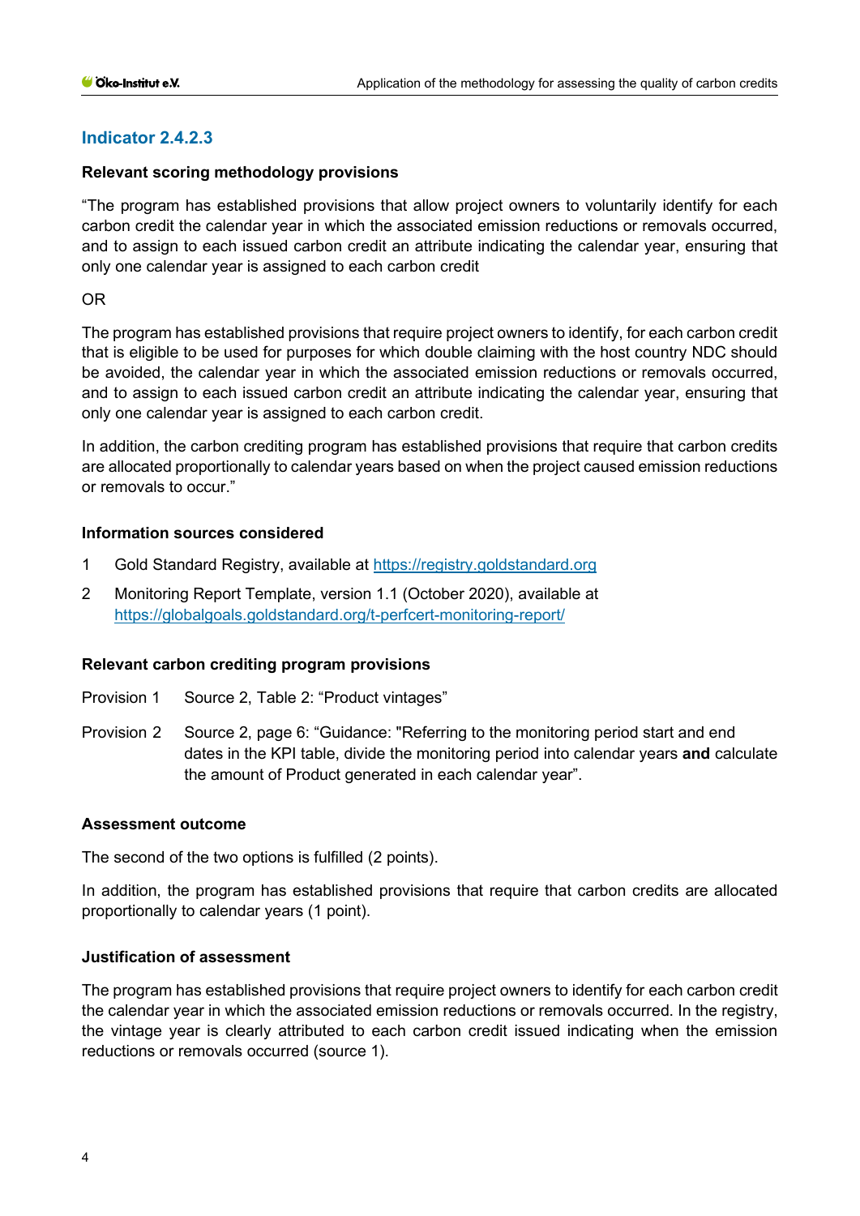## Indicator 2.4.2.3

**Relevant scoring methodology provisions**

"The program has established provisions that allow project owners to voluntarily identify for each carbon credit the calendar year in which the associated emission reductions or removals occurred, and to assign to each issued carbon credit an attribute indicating the calendar year, ensuring that only one calendar year is assigned to each carbon credit

OR

The program has established provisions that require project owners to identify, for each carbon credit that is eligible to be used for purposes for which double claiming with the host country NDC should be avoided, the calendar year in which the associated emission reductions or removals occurred, and to assign to each issued carbon credit an attribute indicating the calendar year, ensuring that only one calendar year is assigned to each carbon credit.

In addition, the carbon crediting program has established provisions that require that carbon credits are allocated proportionally to calendar years based on when the project caused emission reductions or removals to occur."

**Information sources considered**

1. Gold Standard Registry, available at https://registry.goldstandard.org
2. Monitoring Report Template, version 1.1 (October 2020), available at https://globalgoals.goldstandard.org/t-perfcert-monitoring-report/

**Relevant carbon crediting program provisions**

Provision 1 Source 2, Table 2: "Product vintages"

Provision 2 Source 2, page 6: "Guidance: "Referring to the monitoring period start and end dates in the KPI table, divide the monitoring period into calendar years **and** calculate the amount of Product generated in each calendar year".

**Assessment outcome**

The second of the two options is fulfilled (2 points).

In addition, the program has established provisions that require that carbon credits are allocated proportionally to calendar years (1 point).

**Justification of assessment**

The program has established provisions that require project owners to identify for each carbon credit the calendar year in which the associated emission reductions or removals occurred. In the registry, the vintage year is clearly attributed to each carbon credit issued indicating when the emission reductions or removals occurred (source 1).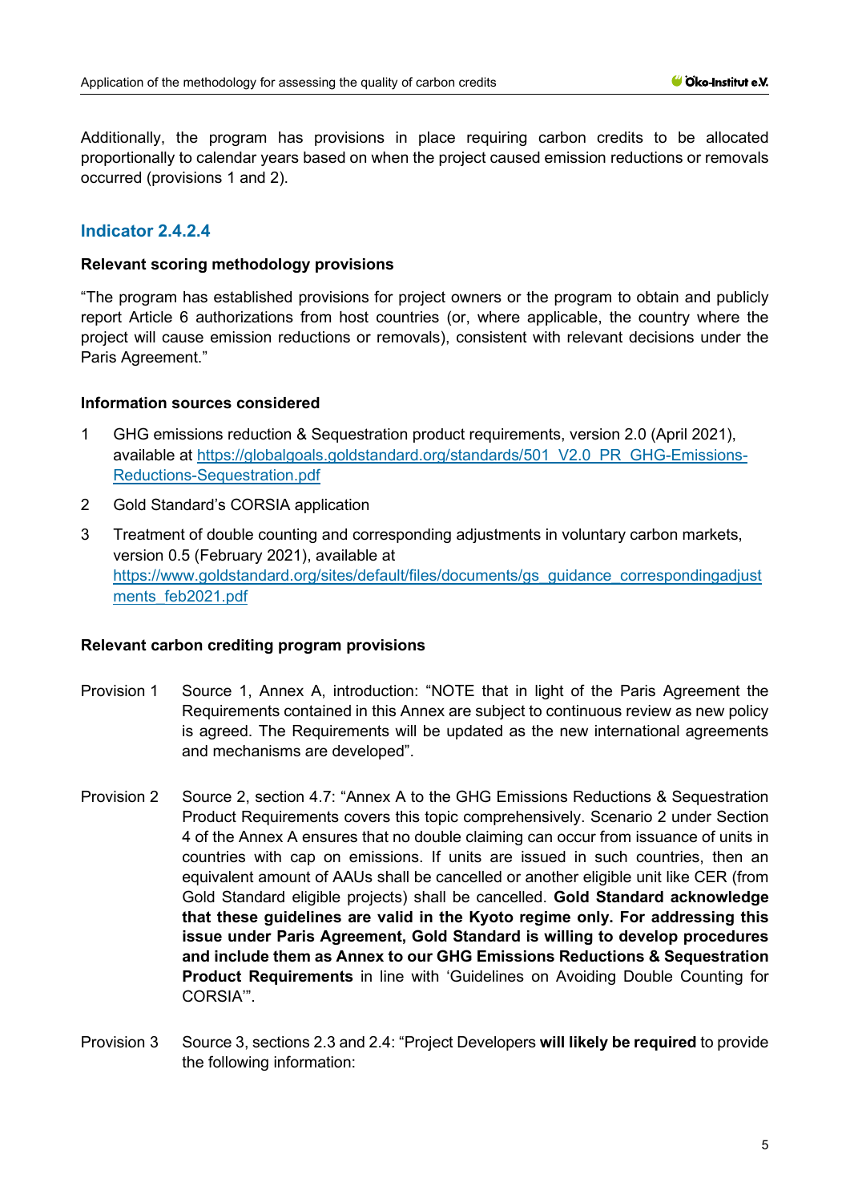Additionally, the program has provisions in place requiring carbon credits to be allocated proportionally to calendar years based on when the project caused emission reductions or removals occurred (provisions 1 and 2).

## Indicator 2.4.2.4

**Relevant scoring methodology provisions**

"The program has established provisions for project owners or the program to obtain and publicly report Article 6 authorizations from host countries (or, where applicable, the country where the project will cause emission reductions or removals), consistent with relevant decisions under the Paris Agreement."

**Information sources considered**

1. GHG emissions reduction & Sequestration product requirements, version 2.0 (April 2021), available at https://globalgoals.goldstandard.org/standards/501_V2.0_PR_GHG-Emissions-Reductions-Sequestration.pdf
2. Gold Standard's CORSIA application
3. Treatment of double counting and corresponding adjustments in voluntary carbon markets, version 0.5 (February 2021), available at https://www.goldstandard.org/sites/default/files/documents/gs_guidance_correspondingadjustments_feb2021.pdf

**Relevant carbon crediting program provisions**

Provision 1 Source 1, Annex A, introduction: "NOTE that in light of the Paris Agreement the Requirements contained in this Annex are subject to continuous review as new policy is agreed. The Requirements will be updated as the new international agreements and mechanisms are developed".

Provision 2 Source 2, section 4.7: "Annex A to the GHG Emissions Reductions & Sequestration Product Requirements covers this topic comprehensively. Scenario 2 under Section 4 of the Annex A ensures that no double claiming can occur from issuance of units in countries with cap on emissions. If units are issued in such countries, then an equivalent amount of AAUs shall be cancelled or another eligible unit like CER (from Gold Standard eligible projects) shall be cancelled. **Gold Standard acknowledge that these guidelines are valid in the Kyoto regime only. For addressing this issue under Paris Agreement, Gold Standard is willing to develop procedures and include them as Annex to our GHG Emissions Reductions & Sequestration Product Requirements** in line with 'Guidelines on Avoiding Double Counting for CORSIA'".

Provision 3 Source 3, sections 2.3 and 2.4: "Project Developers **will likely be required** to provide the following information: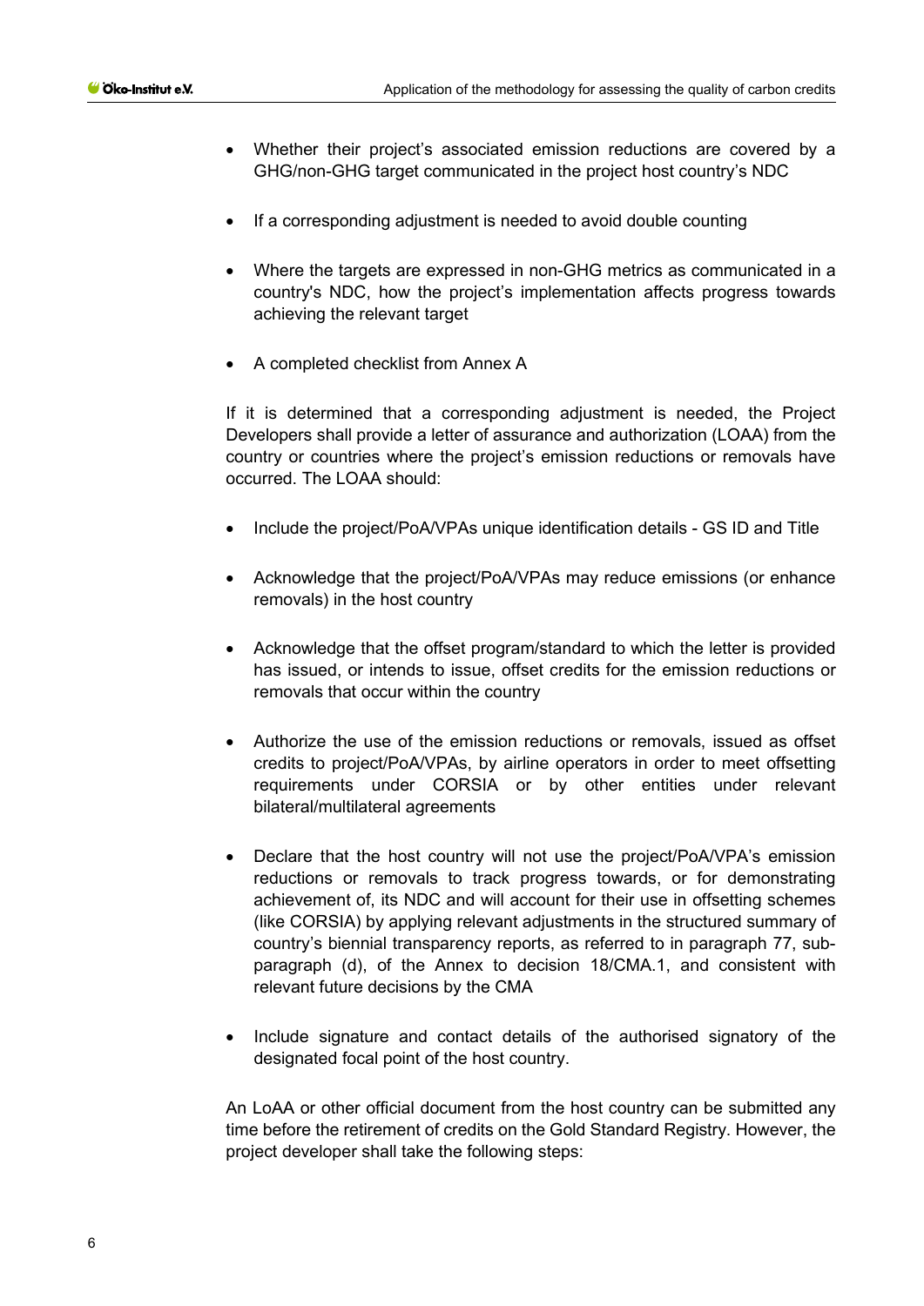- Whether their project's associated emission reductions are covered by a GHG/non-GHG target communicated in the project host country's NDC
- If a corresponding adjustment is needed to avoid double counting
- Where the targets are expressed in non-GHG metrics as communicated in a country's NDC, how the project's implementation affects progress towards achieving the relevant target
- A completed checklist from Annex A

If it is determined that a corresponding adjustment is needed, the Project Developers shall provide a letter of assurance and authorization (LOAA) from the country or countries where the project's emission reductions or removals have occurred. The LOAA should:

- Include the project/PoA/VPAs unique identification details - GS ID and Title
- Acknowledge that the project/PoA/VPAs may reduce emissions (or enhance removals) in the host country
- Acknowledge that the offset program/standard to which the letter is provided has issued, or intends to issue, offset credits for the emission reductions or removals that occur within the country
- Authorize the use of the emission reductions or removals, issued as offset credits to project/PoA/VPAs, by airline operators in order to meet offsetting requirements under CORSIA or by other entities under relevant bilateral/multilateral agreements
- Declare that the host country will not use the project/PoA/VPA's emission reductions or removals to track progress towards, or for demonstrating achievement of, its NDC and will account for their use in offsetting schemes (like CORSIA) by applying relevant adjustments in the structured summary of country's biennial transparency reports, as referred to in paragraph 77, sub-paragraph (d), of the Annex to decision 18/CMA.1, and consistent with relevant future decisions by the CMA
- Include signature and contact details of the authorised signatory of the designated focal point of the host country.

An LoAA or other official document from the host country can be submitted any time before the retirement of credits on the Gold Standard Registry. However, the project developer shall take the following steps: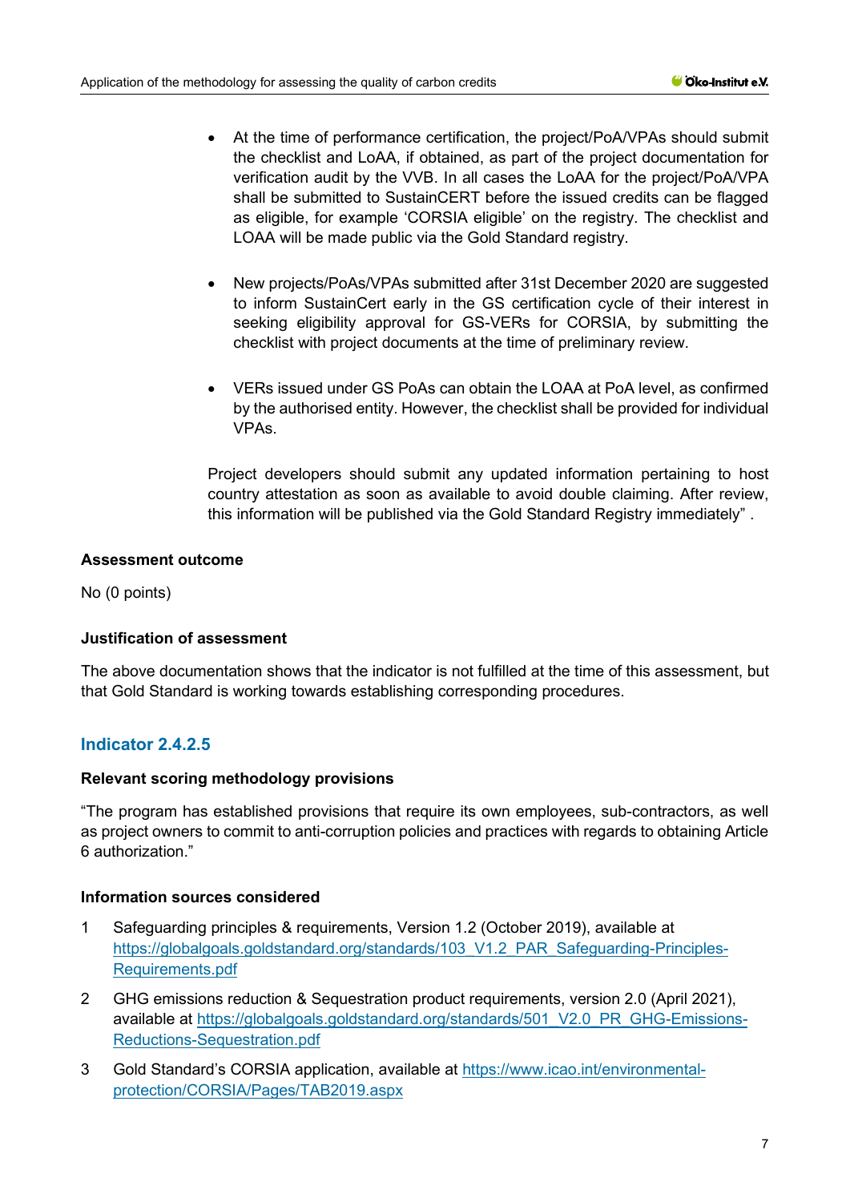- At the time of performance certification, the project/PoA/VPAs should submit the checklist and LoAA, if obtained, as part of the project documentation for verification audit by the VVB. In all cases the LoAA for the project/PoA/VPA shall be submitted to SustainCERT before the issued credits can be flagged as eligible, for example 'CORSIA eligible' on the registry. The checklist and LOAA will be made public via the Gold Standard registry.

- New projects/PoAs/VPAs submitted after 31st December 2020 are suggested to inform SustainCert early in the GS certification cycle of their interest in seeking eligibility approval for GS-VERs for CORSIA, by submitting the checklist with project documents at the time of preliminary review.

- VERs issued under GS PoAs can obtain the LOAA at PoA level, as confirmed by the authorised entity. However, the checklist shall be provided for individual VPAs.

Project developers should submit any updated information pertaining to host country attestation as soon as available to avoid double claiming. After review, this information will be published via the Gold Standard Registry immediately" .

**Assessment outcome**

No (0 points)

**Justification of assessment**

The above documentation shows that the indicator is not fulfilled at the time of this assessment, but that Gold Standard is working towards establishing corresponding procedures.

### Indicator 2.4.2.5

**Relevant scoring methodology provisions**

"The program has established provisions that require its own employees, sub-contractors, as well as project owners to commit to anti-corruption policies and practices with regards to obtaining Article 6 authorization."

**Information sources considered**

1. Safeguarding principles & requirements, Version 1.2 (October 2019), available at https://globalgoals.goldstandard.org/standards/103_V1.2_PAR_Safeguarding-Principles-Requirements.pdf
2. GHG emissions reduction & Sequestration product requirements, version 2.0 (April 2021), available at https://globalgoals.goldstandard.org/standards/501_V2.0_PR_GHG-Emissions-Reductions-Sequestration.pdf
3. Gold Standard's CORSIA application, available at https://www.icao.int/environmental-protection/CORSIA/Pages/TAB2019.aspx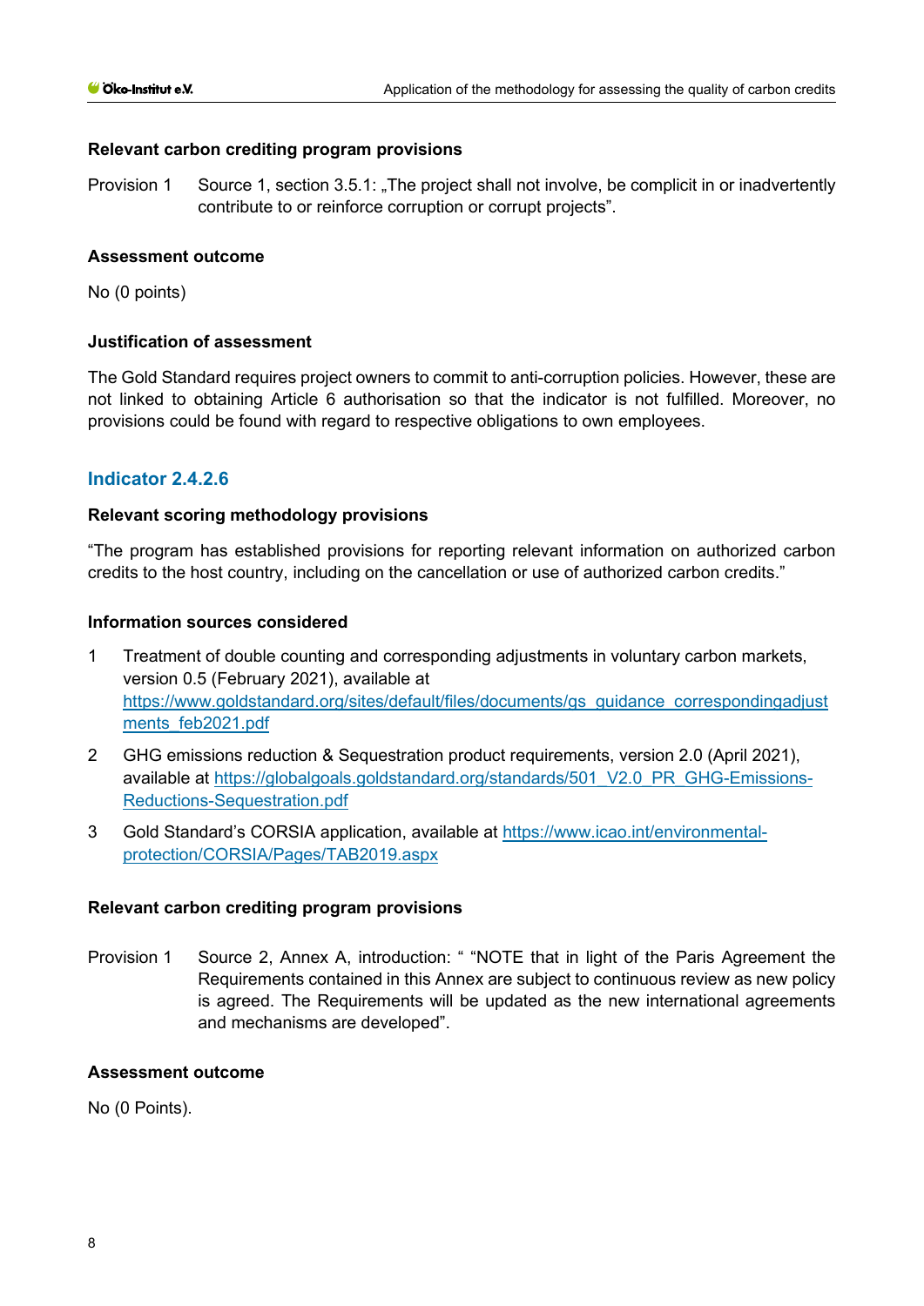#### Relevant carbon crediting program provisions

Provision 1 Source 1, section 3.5.1: „The project shall not involve, be complicit in or inadvertently contribute to or reinforce corruption or corrupt projects".

#### Assessment outcome

No (0 points)

#### Justification of assessment

The Gold Standard requires project owners to commit to anti-corruption policies. However, these are not linked to obtaining Article 6 authorisation so that the indicator is not fulfilled. Moreover, no provisions could be found with regard to respective obligations to own employees.

### Indicator 2.4.2.6

#### Relevant scoring methodology provisions

"The program has established provisions for reporting relevant information on authorized carbon credits to the host country, including on the cancellation or use of authorized carbon credits."

#### Information sources considered

1. Treatment of double counting and corresponding adjustments in voluntary carbon markets, version 0.5 (February 2021), available at https://www.goldstandard.org/sites/default/files/documents/gs_guidance_correspondingadjustments_feb2021.pdf
2. GHG emissions reduction & Sequestration product requirements, version 2.0 (April 2021), available at https://globalgoals.goldstandard.org/standards/501_V2.0_PR_GHG-Emissions-Reductions-Sequestration.pdf
3. Gold Standard's CORSIA application, available at https://www.icao.int/environmental-protection/CORSIA/Pages/TAB2019.aspx

#### Relevant carbon crediting program provisions

Provision 1 Source 2, Annex A, introduction: " "NOTE that in light of the Paris Agreement the Requirements contained in this Annex are subject to continuous review as new policy is agreed. The Requirements will be updated as the new international agreements and mechanisms are developed".

#### Assessment outcome

No (0 Points).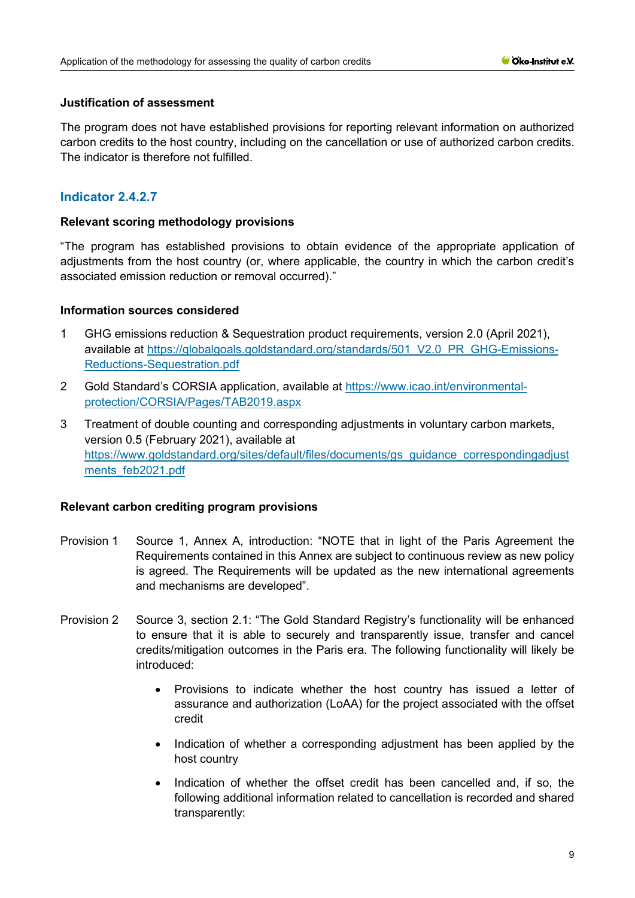#### Justification of assessment

The program does not have established provisions for reporting relevant information on authorized carbon credits to the host country, including on the cancellation or use of authorized carbon credits. The indicator is therefore not fulfilled.

### Indicator 2.4.2.7

#### Relevant scoring methodology provisions

"The program has established provisions to obtain evidence of the appropriate application of adjustments from the host country (or, where applicable, the country in which the carbon credit's associated emission reduction or removal occurred)."

#### Information sources considered

1. GHG emissions reduction & Sequestration product requirements, version 2.0 (April 2021), available at [https://globalgoals.goldstandard.org/standards/501_V2.0_PR_GHG-Emissions-Reductions-Sequestration.pdf](https://globalgoals.goldstandard.org/standards/501_V2.0_PR_GHG-Emissions-Reductions-Sequestration.pdf)
2. Gold Standard's CORSIA application, available at [https://www.icao.int/environmental-protection/CORSIA/Pages/TAB2019.aspx](https://www.icao.int/environmental-protection/CORSIA/Pages/TAB2019.aspx)
3. Treatment of double counting and corresponding adjustments in voluntary carbon markets, version 0.5 (February 2021), available at [https://www.goldstandard.org/sites/default/files/documents/gs_guidance_correspondingadjustments_feb2021.pdf](https://www.goldstandard.org/sites/default/files/documents/gs_guidance_correspondingadjustments_feb2021.pdf)

#### Relevant carbon crediting program provisions

Provision 1 Source 1, Annex A, introduction: "NOTE that in light of the Paris Agreement the Requirements contained in this Annex are subject to continuous review as new policy is agreed. The Requirements will be updated as the new international agreements and mechanisms are developed".

Provision 2 Source 3, section 2.1: "The Gold Standard Registry's functionality will be enhanced to ensure that it is able to securely and transparently issue, transfer and cancel credits/mitigation outcomes in the Paris era. The following functionality will likely be introduced:

- Provisions to indicate whether the host country has issued a letter of assurance and authorization (LoAA) for the project associated with the offset credit
- Indication of whether a corresponding adjustment has been applied by the host country
- Indication of whether the offset credit has been cancelled and, if so, the following additional information related to cancellation is recorded and shared transparently: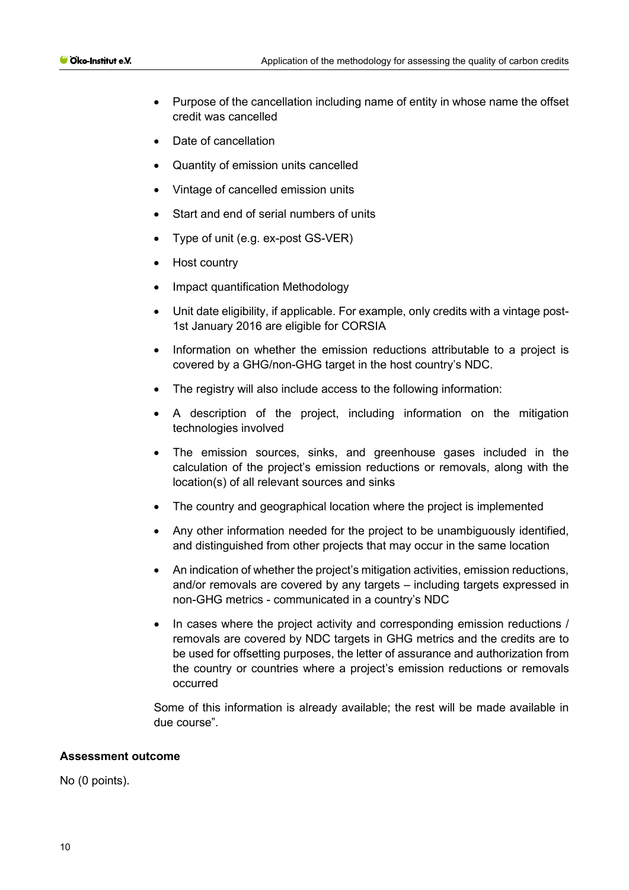- Purpose of the cancellation including name of entity in whose name the offset credit was cancelled
- Date of cancellation
- Quantity of emission units cancelled
- Vintage of cancelled emission units
- Start and end of serial numbers of units
- Type of unit (e.g. ex-post GS-VER)
- Host country
- Impact quantification Methodology
- Unit date eligibility, if applicable. For example, only credits with a vintage post-1st January 2016 are eligible for CORSIA
- Information on whether the emission reductions attributable to a project is covered by a GHG/non-GHG target in the host country's NDC.
- The registry will also include access to the following information:
- A description of the project, including information on the mitigation technologies involved
- The emission sources, sinks, and greenhouse gases included in the calculation of the project's emission reductions or removals, along with the location(s) of all relevant sources and sinks
- The country and geographical location where the project is implemented
- Any other information needed for the project to be unambiguously identified, and distinguished from other projects that may occur in the same location
- An indication of whether the project's mitigation activities, emission reductions, and/or removals are covered by any targets – including targets expressed in non-GHG metrics - communicated in a country's NDC
- In cases where the project activity and corresponding emission reductions / removals are covered by NDC targets in GHG metrics and the credits are to be used for offsetting purposes, the letter of assurance and authorization from the country or countries where a project's emission reductions or removals occurred

Some of this information is already available; the rest will be made available in due course".

**Assessment outcome**

No (0 points).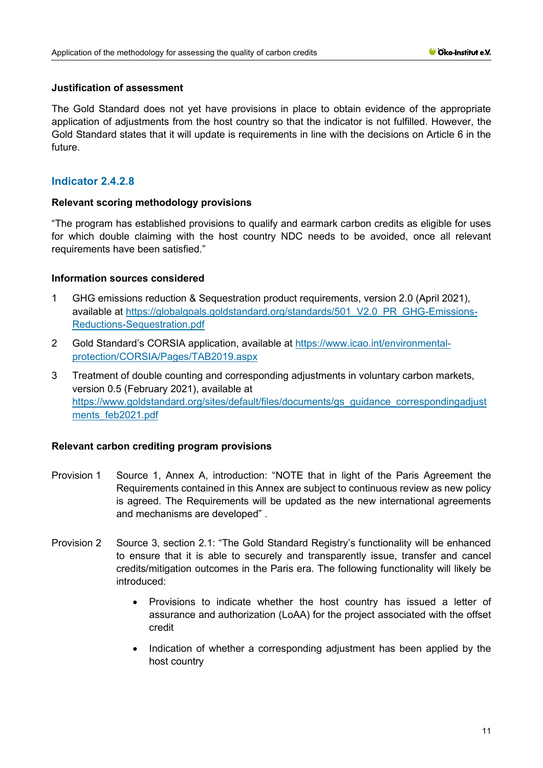#### Justification of assessment

The Gold Standard does not yet have provisions in place to obtain evidence of the appropriate application of adjustments from the host country so that the indicator is not fulfilled. However, the Gold Standard states that it will update is requirements in line with the decisions on Article 6 in the future.

### Indicator 2.4.2.8

#### Relevant scoring methodology provisions

“The program has established provisions to qualify and earmark carbon credits as eligible for uses for which double claiming with the host country NDC needs to be avoided, once all relevant requirements have been satisfied.”

#### Information sources considered

1. GHG emissions reduction & Sequestration product requirements, version 2.0 (April 2021), available at https://globalgoals.goldstandard.org/standards/501_V2.0_PR_GHG-Emissions-Reductions-Sequestration.pdf
2. Gold Standard’s CORSIA application, available at https://www.icao.int/environmental-protection/CORSIA/Pages/TAB2019.aspx
3. Treatment of double counting and corresponding adjustments in voluntary carbon markets, version 0.5 (February 2021), available at https://www.goldstandard.org/sites/default/files/documents/gs_guidance_correspondingadjustments_feb2021.pdf

#### Relevant carbon crediting program provisions

Provision 1 Source 1, Annex A, introduction: “NOTE that in light of the Paris Agreement the Requirements contained in this Annex are subject to continuous review as new policy is agreed. The Requirements will be updated as the new international agreements and mechanisms are developed” .

Provision 2 Source 3, section 2.1: “The Gold Standard Registry’s functionality will be enhanced to ensure that it is able to securely and transparently issue, transfer and cancel credits/mitigation outcomes in the Paris era. The following functionality will likely be introduced:

- Provisions to indicate whether the host country has issued a letter of assurance and authorization (LoAA) for the project associated with the offset credit
- Indication of whether a corresponding adjustment has been applied by the host country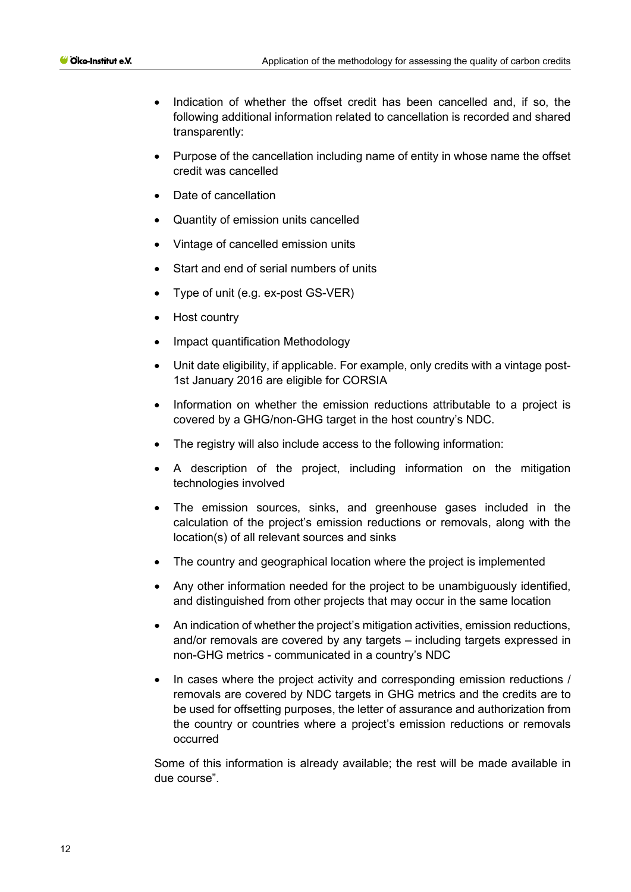- Indication of whether the offset credit has been cancelled and, if so, the following additional information related to cancellation is recorded and shared transparently:
- Purpose of the cancellation including name of entity in whose name the offset credit was cancelled
- Date of cancellation
- Quantity of emission units cancelled
- Vintage of cancelled emission units
- Start and end of serial numbers of units
- Type of unit (e.g. ex-post GS-VER)
- Host country
- Impact quantification Methodology
- Unit date eligibility, if applicable. For example, only credits with a vintage post-1st January 2016 are eligible for CORSIA
- Information on whether the emission reductions attributable to a project is covered by a GHG/non-GHG target in the host country's NDC.
- The registry will also include access to the following information:
- A description of the project, including information on the mitigation technologies involved
- The emission sources, sinks, and greenhouse gases included in the calculation of the project's emission reductions or removals, along with the location(s) of all relevant sources and sinks
- The country and geographical location where the project is implemented
- Any other information needed for the project to be unambiguously identified, and distinguished from other projects that may occur in the same location
- An indication of whether the project's mitigation activities, emission reductions, and/or removals are covered by any targets – including targets expressed in non-GHG metrics - communicated in a country's NDC
- In cases where the project activity and corresponding emission reductions / removals are covered by NDC targets in GHG metrics and the credits are to be used for offsetting purposes, the letter of assurance and authorization from the country or countries where a project's emission reductions or removals occurred

Some of this information is already available; the rest will be made available in due course".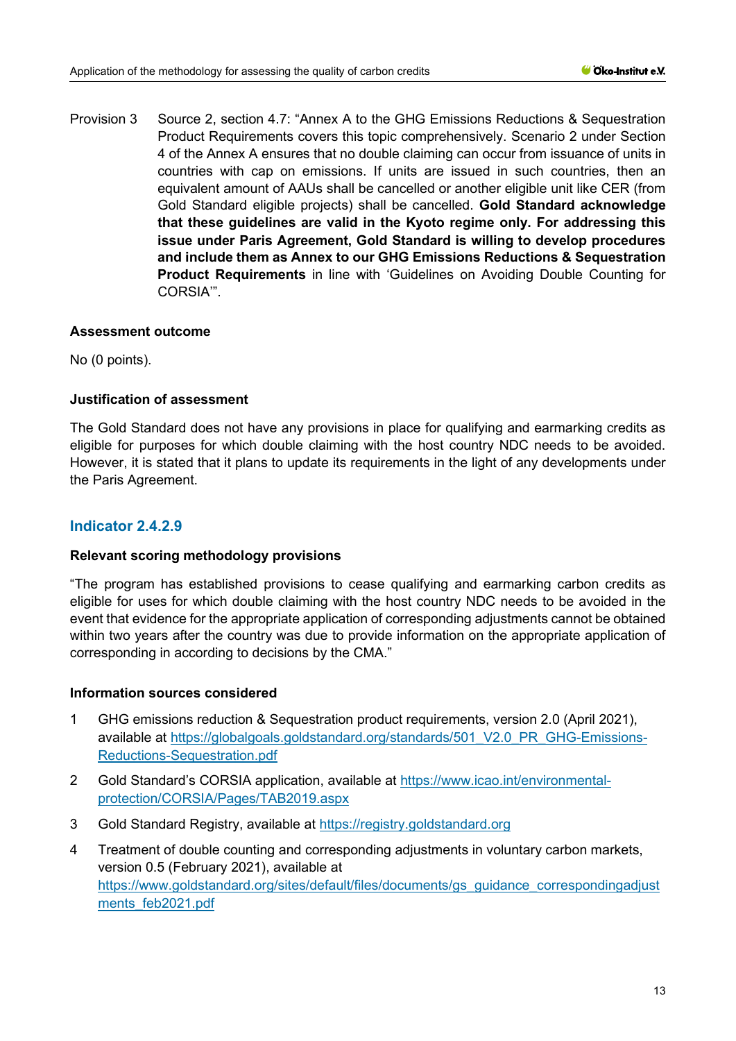Provision 3 Source 2, section 4.7: "Annex A to the GHG Emissions Reductions & Sequestration Product Requirements covers this topic comprehensively. Scenario 2 under Section 4 of the Annex A ensures that no double claiming can occur from issuance of units in countries with cap on emissions. If units are issued in such countries, then an equivalent amount of AAUs shall be cancelled or another eligible unit like CER (from Gold Standard eligible projects) shall be cancelled. **Gold Standard acknowledge that these guidelines are valid in the Kyoto regime only. For addressing this issue under Paris Agreement, Gold Standard is willing to develop procedures and include them as Annex to our GHG Emissions Reductions & Sequestration Product Requirements** in line with 'Guidelines on Avoiding Double Counting for CORSIA'".

**Assessment outcome**

No (0 points).

**Justification of assessment**

The Gold Standard does not have any provisions in place for qualifying and earmarking credits as eligible for purposes for which double claiming with the host country NDC needs to be avoided. However, it is stated that it plans to update its requirements in the light of any developments under the Paris Agreement.

## Indicator 2.4.2.9

**Relevant scoring methodology provisions**

"The program has established provisions to cease qualifying and earmarking carbon credits as eligible for uses for which double claiming with the host country NDC needs to be avoided in the event that evidence for the appropriate application of corresponding adjustments cannot be obtained within two years after the country was due to provide information on the appropriate application of corresponding in according to decisions by the CMA."

**Information sources considered**

1. GHG emissions reduction & Sequestration product requirements, version 2.0 (April 2021), available at https://globalgoals.goldstandard.org/standards/501_V2.0_PR_GHG-Emissions-Reductions-Sequestration.pdf
2. Gold Standard's CORSIA application, available at https://www.icao.int/environmental-protection/CORSIA/Pages/TAB2019.aspx
3. Gold Standard Registry, available at https://registry.goldstandard.org
4. Treatment of double counting and corresponding adjustments in voluntary carbon markets, version 0.5 (February 2021), available at https://www.goldstandard.org/sites/default/files/documents/gs_guidance_correspondingadjustments_feb2021.pdf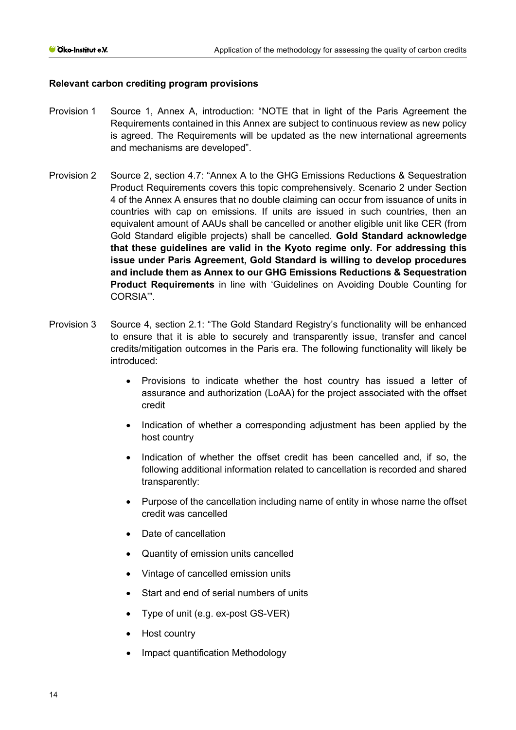**Relevant carbon crediting program provisions**

Provision 1 Source 1, Annex A, introduction: “NOTE that in light of the Paris Agreement the Requirements contained in this Annex are subject to continuous review as new policy is agreed. The Requirements will be updated as the new international agreements and mechanisms are developed”.

Provision 2 Source 2, section 4.7: “Annex A to the GHG Emissions Reductions & Sequestration Product Requirements covers this topic comprehensively. Scenario 2 under Section 4 of the Annex A ensures that no double claiming can occur from issuance of units in countries with cap on emissions. If units are issued in such countries, then an equivalent amount of AAUs shall be cancelled or another eligible unit like CER (from Gold Standard eligible projects) shall be cancelled. **Gold Standard acknowledge that these guidelines are valid in the Kyoto regime only. For addressing this issue under Paris Agreement, Gold Standard is willing to develop procedures and include them as Annex to our GHG Emissions Reductions & Sequestration Product Requirements** in line with ‘Guidelines on Avoiding Double Counting for CORSIA’”.

Provision 3 Source 4, section 2.1: “The Gold Standard Registry’s functionality will be enhanced to ensure that it is able to securely and transparently issue, transfer and cancel credits/mitigation outcomes in the Paris era. The following functionality will likely be introduced:

- Provisions to indicate whether the host country has issued a letter of assurance and authorization (LoAA) for the project associated with the offset credit
- Indication of whether a corresponding adjustment has been applied by the host country
- Indication of whether the offset credit has been cancelled and, if so, the following additional information related to cancellation is recorded and shared transparently:
- Purpose of the cancellation including name of entity in whose name the offset credit was cancelled
- Date of cancellation
- Quantity of emission units cancelled
- Vintage of cancelled emission units
- Start and end of serial numbers of units
- Type of unit (e.g. ex-post GS-VER)
- Host country
- Impact quantification Methodology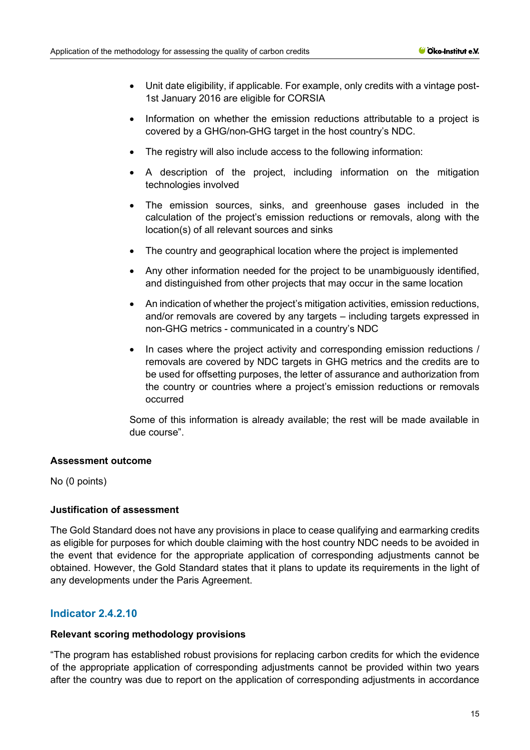- Unit date eligibility, if applicable. For example, only credits with a vintage post-1st January 2016 are eligible for CORSIA
- Information on whether the emission reductions attributable to a project is covered by a GHG/non-GHG target in the host country's NDC.
- The registry will also include access to the following information:
- A description of the project, including information on the mitigation technologies involved
- The emission sources, sinks, and greenhouse gases included in the calculation of the project's emission reductions or removals, along with the location(s) of all relevant sources and sinks
- The country and geographical location where the project is implemented
- Any other information needed for the project to be unambiguously identified, and distinguished from other projects that may occur in the same location
- An indication of whether the project's mitigation activities, emission reductions, and/or removals are covered by any targets – including targets expressed in non-GHG metrics - communicated in a country's NDC
- In cases where the project activity and corresponding emission reductions / removals are covered by NDC targets in GHG metrics and the credits are to be used for offsetting purposes, the letter of assurance and authorization from the country or countries where a project's emission reductions or removals occurred

Some of this information is already available; the rest will be made available in due course".

**Assessment outcome**

No (0 points)

**Justification of assessment**

The Gold Standard does not have any provisions in place to cease qualifying and earmarking credits as eligible for purposes for which double claiming with the host country NDC needs to be avoided in the event that evidence for the appropriate application of corresponding adjustments cannot be obtained. However, the Gold Standard states that it plans to update its requirements in the light of any developments under the Paris Agreement.

## Indicator 2.4.2.10

**Relevant scoring methodology provisions**

"The program has established robust provisions for replacing carbon credits for which the evidence of the appropriate application of corresponding adjustments cannot be provided within two years after the country was due to report on the application of corresponding adjustments in accordance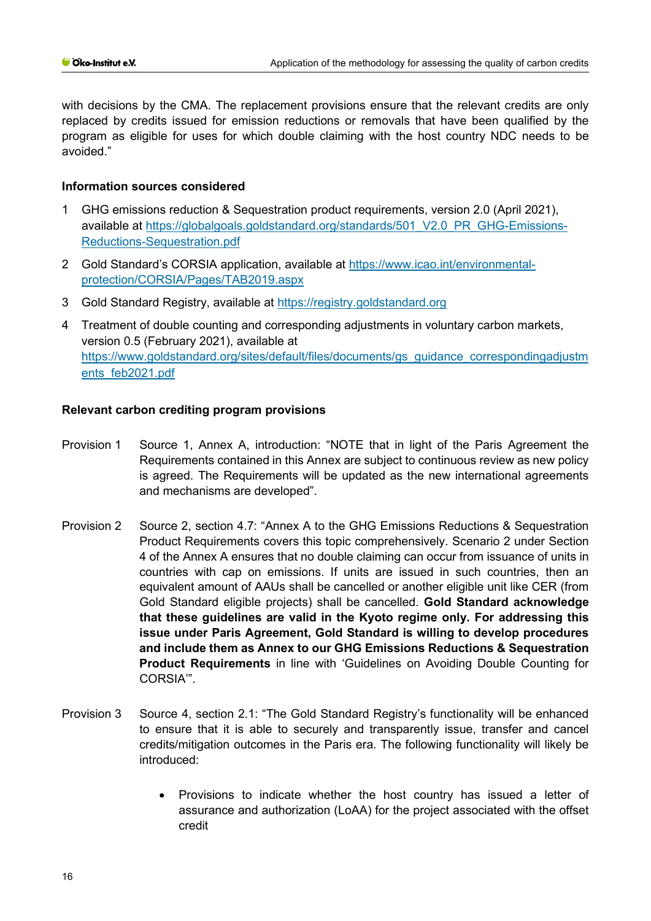with decisions by the CMA. The replacement provisions ensure that the relevant credits are only replaced by credits issued for emission reductions or removals that have been qualified by the program as eligible for uses for which double claiming with the host country NDC needs to be avoided."

**Information sources considered**

1. GHG emissions reduction & Sequestration product requirements, version 2.0 (April 2021), available at https://globalgoals.goldstandard.org/standards/501_V2.0_PR_GHG-Emissions-Reductions-Sequestration.pdf
2. Gold Standard's CORSIA application, available at https://www.icao.int/environmental-protection/CORSIA/Pages/TAB2019.aspx
3. Gold Standard Registry, available at https://registry.goldstandard.org
4. Treatment of double counting and corresponding adjustments in voluntary carbon markets, version 0.5 (February 2021), available at https://www.goldstandard.org/sites/default/files/documents/gs_guidance_correspondingadjustments_feb2021.pdf

**Relevant carbon crediting program provisions**

Provision 1 Source 1, Annex A, introduction: "NOTE that in light of the Paris Agreement the Requirements contained in this Annex are subject to continuous review as new policy is agreed. The Requirements will be updated as the new international agreements and mechanisms are developed".

Provision 2 Source 2, section 4.7: "Annex A to the GHG Emissions Reductions & Sequestration Product Requirements covers this topic comprehensively. Scenario 2 under Section 4 of the Annex A ensures that no double claiming can occur from issuance of units in countries with cap on emissions. If units are issued in such countries, then an equivalent amount of AAUs shall be cancelled or another eligible unit like CER (from Gold Standard eligible projects) shall be cancelled. **Gold Standard acknowledge that these guidelines are valid in the Kyoto regime only. For addressing this issue under Paris Agreement, Gold Standard is willing to develop procedures and include them as Annex to our GHG Emissions Reductions & Sequestration Product Requirements** in line with 'Guidelines on Avoiding Double Counting for CORSIA'".

Provision 3 Source 4, section 2.1: "The Gold Standard Registry's functionality will be enhanced to ensure that it is able to securely and transparently issue, transfer and cancel credits/mitigation outcomes in the Paris era. The following functionality will likely be introduced:

- Provisions to indicate whether the host country has issued a letter of assurance and authorization (LoAA) for the project associated with the offset credit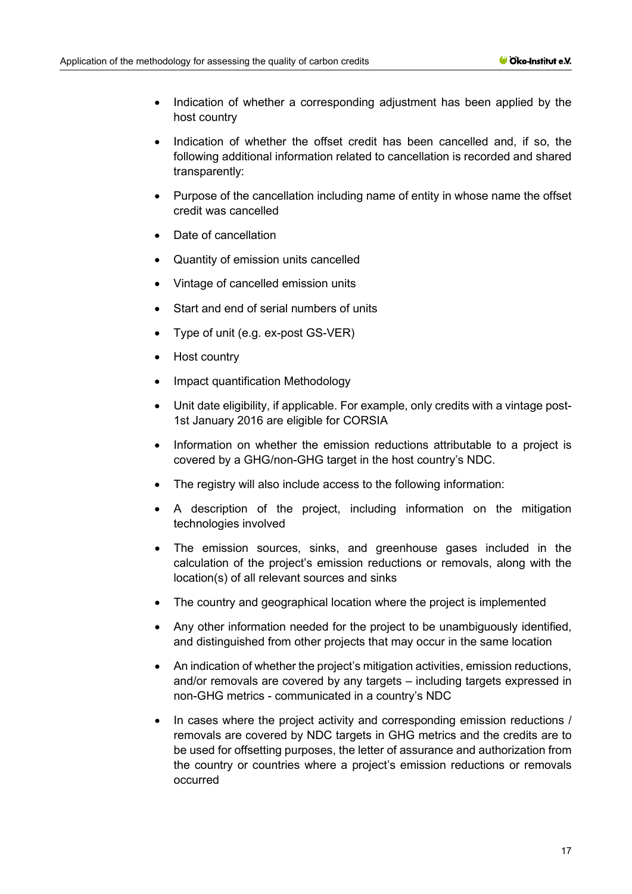- Indication of whether a corresponding adjustment has been applied by the host country
- Indication of whether the offset credit has been cancelled and, if so, the following additional information related to cancellation is recorded and shared transparently:
- Purpose of the cancellation including name of entity in whose name the offset credit was cancelled
- Date of cancellation
- Quantity of emission units cancelled
- Vintage of cancelled emission units
- Start and end of serial numbers of units
- Type of unit (e.g. ex-post GS-VER)
- Host country
- Impact quantification Methodology
- Unit date eligibility, if applicable. For example, only credits with a vintage post-1st January 2016 are eligible for CORSIA
- Information on whether the emission reductions attributable to a project is covered by a GHG/non-GHG target in the host country's NDC.
- The registry will also include access to the following information:
- A description of the project, including information on the mitigation technologies involved
- The emission sources, sinks, and greenhouse gases included in the calculation of the project's emission reductions or removals, along with the location(s) of all relevant sources and sinks
- The country and geographical location where the project is implemented
- Any other information needed for the project to be unambiguously identified, and distinguished from other projects that may occur in the same location
- An indication of whether the project's mitigation activities, emission reductions, and/or removals are covered by any targets – including targets expressed in non-GHG metrics - communicated in a country's NDC
- In cases where the project activity and corresponding emission reductions / removals are covered by NDC targets in GHG metrics and the credits are to be used for offsetting purposes, the letter of assurance and authorization from the country or countries where a project's emission reductions or removals occurred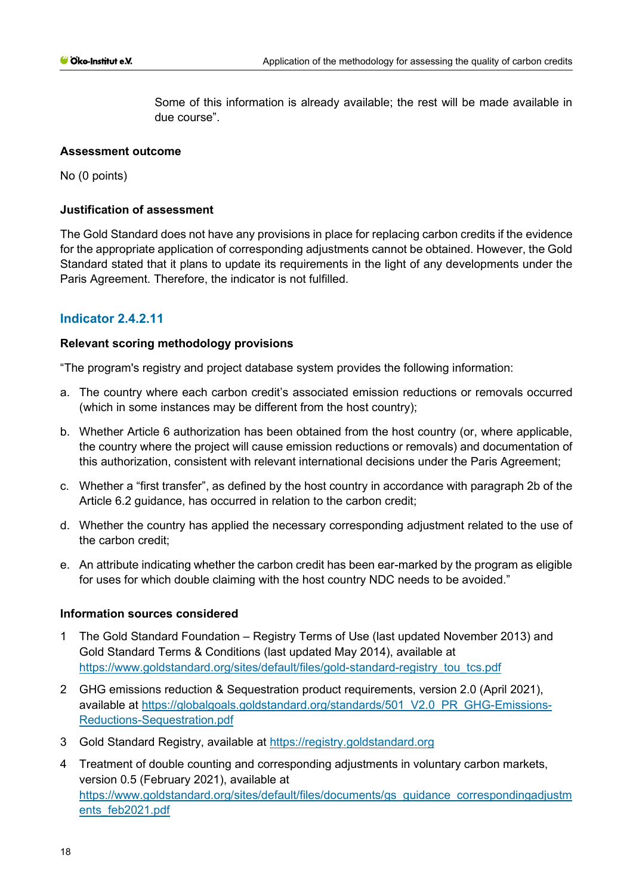Some of this information is already available; the rest will be made available in due course".

**Assessment outcome**

No (0 points)

**Justification of assessment**

The Gold Standard does not have any provisions in place for replacing carbon credits if the evidence for the appropriate application of corresponding adjustments cannot be obtained. However, the Gold Standard stated that it plans to update its requirements in the light of any developments under the Paris Agreement. Therefore, the indicator is not fulfilled.

### Indicator 2.4.2.11

**Relevant scoring methodology provisions**

"The program's registry and project database system provides the following information:

a. The country where each carbon credit's associated emission reductions or removals occurred (which in some instances may be different from the host country);
b. Whether Article 6 authorization has been obtained from the host country (or, where applicable, the country where the project will cause emission reductions or removals) and documentation of this authorization, consistent with relevant international decisions under the Paris Agreement;
c. Whether a "first transfer", as defined by the host country in accordance with paragraph 2b of the Article 6.2 guidance, has occurred in relation to the carbon credit;
d. Whether the country has applied the necessary corresponding adjustment related to the use of the carbon credit;
e. An attribute indicating whether the carbon credit has been ear-marked by the program as eligible for uses for which double claiming with the host country NDC needs to be avoided."

**Information sources considered**

1. The Gold Standard Foundation – Registry Terms of Use (last updated November 2013) and Gold Standard Terms & Conditions (last updated May 2014), available at https://www.goldstandard.org/sites/default/files/gold-standard-registry_tou_tcs.pdf
2. GHG emissions reduction & Sequestration product requirements, version 2.0 (April 2021), available at https://globalgoals.goldstandard.org/standards/501_V2.0_PR_GHG-Emissions-Reductions-Sequestration.pdf
3. Gold Standard Registry, available at https://registry.goldstandard.org
4. Treatment of double counting and corresponding adjustments in voluntary carbon markets, version 0.5 (February 2021), available at https://www.goldstandard.org/sites/default/files/documents/gs_guidance_correspondingadjustments_feb2021.pdf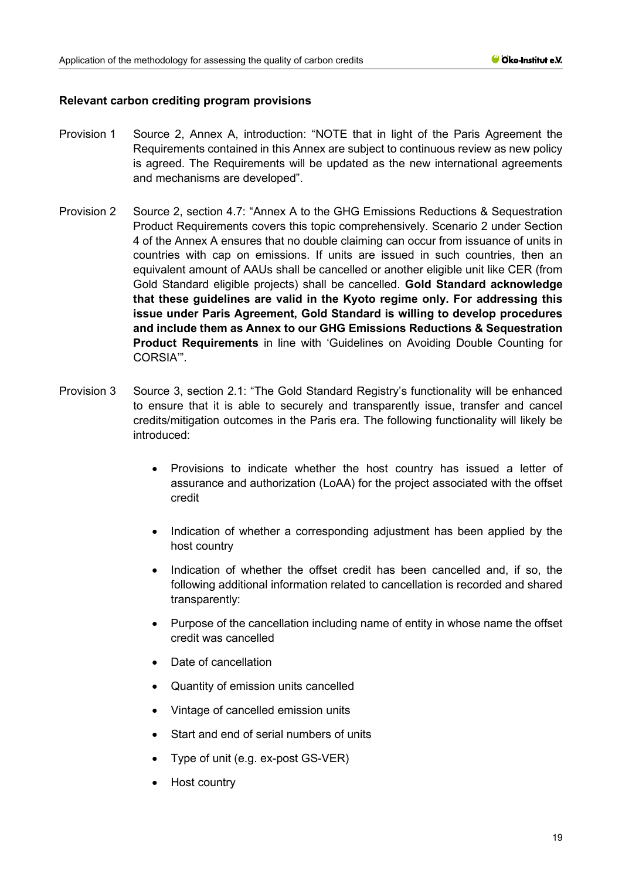**Relevant carbon crediting program provisions**

Provision 1 Source 2, Annex A, introduction: "NOTE that in light of the Paris Agreement the Requirements contained in this Annex are subject to continuous review as new policy is agreed. The Requirements will be updated as the new international agreements and mechanisms are developed".

Provision 2 Source 2, section 4.7: "Annex A to the GHG Emissions Reductions & Sequestration Product Requirements covers this topic comprehensively. Scenario 2 under Section 4 of the Annex A ensures that no double claiming can occur from issuance of units in countries with cap on emissions. If units are issued in such countries, then an equivalent amount of AAUs shall be cancelled or another eligible unit like CER (from Gold Standard eligible projects) shall be cancelled. **Gold Standard acknowledge that these guidelines are valid in the Kyoto regime only. For addressing this issue under Paris Agreement, Gold Standard is willing to develop procedures and include them as Annex to our GHG Emissions Reductions & Sequestration Product Requirements** in line with 'Guidelines on Avoiding Double Counting for CORSIA'".

Provision 3 Source 3, section 2.1: "The Gold Standard Registry's functionality will be enhanced to ensure that it is able to securely and transparently issue, transfer and cancel credits/mitigation outcomes in the Paris era. The following functionality will likely be introduced:

- Provisions to indicate whether the host country has issued a letter of assurance and authorization (LoAA) for the project associated with the offset credit
- Indication of whether a corresponding adjustment has been applied by the host country
- Indication of whether the offset credit has been cancelled and, if so, the following additional information related to cancellation is recorded and shared transparently:
- Purpose of the cancellation including name of entity in whose name the offset credit was cancelled
- Date of cancellation
- Quantity of emission units cancelled
- Vintage of cancelled emission units
- Start and end of serial numbers of units
- Type of unit (e.g. ex-post GS-VER)
- Host country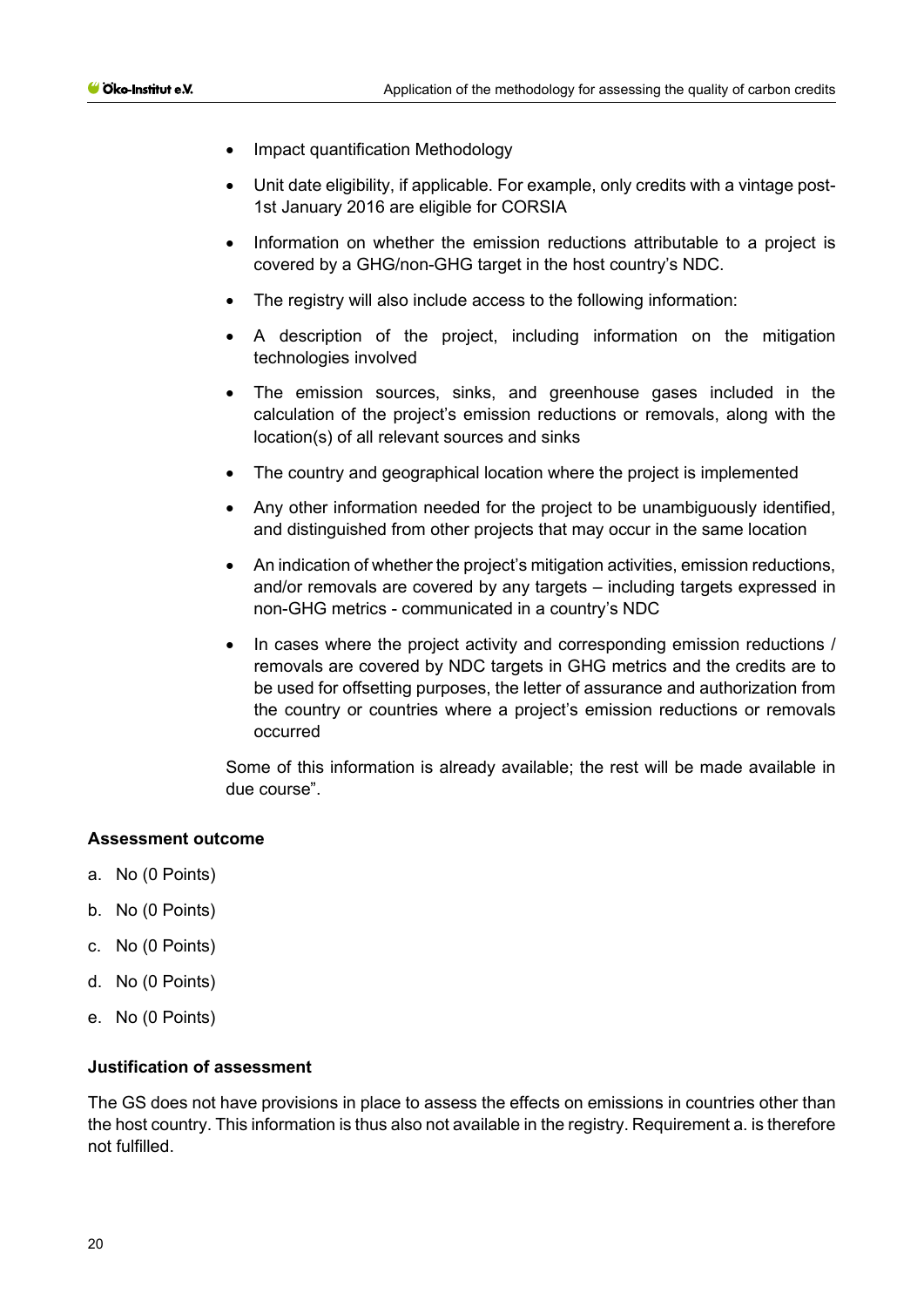- Impact quantification Methodology
- Unit date eligibility, if applicable. For example, only credits with a vintage post-1st January 2016 are eligible for CORSIA
- Information on whether the emission reductions attributable to a project is covered by a GHG/non-GHG target in the host country's NDC.
- The registry will also include access to the following information:
- A description of the project, including information on the mitigation technologies involved
- The emission sources, sinks, and greenhouse gases included in the calculation of the project's emission reductions or removals, along with the location(s) of all relevant sources and sinks
- The country and geographical location where the project is implemented
- Any other information needed for the project to be unambiguously identified, and distinguished from other projects that may occur in the same location
- An indication of whether the project's mitigation activities, emission reductions, and/or removals are covered by any targets – including targets expressed in non-GHG metrics - communicated in a country's NDC
- In cases where the project activity and corresponding emission reductions / removals are covered by NDC targets in GHG metrics and the credits are to be used for offsetting purposes, the letter of assurance and authorization from the country or countries where a project's emission reductions or removals occurred

Some of this information is already available; the rest will be made available in due course".

**Assessment outcome**

a. No (0 Points)
b. No (0 Points)
c. No (0 Points)
d. No (0 Points)
e. No (0 Points)

**Justification of assessment**

The GS does not have provisions in place to assess the effects on emissions in countries other than the host country. This information is thus also not available in the registry. Requirement a. is therefore not fulfilled.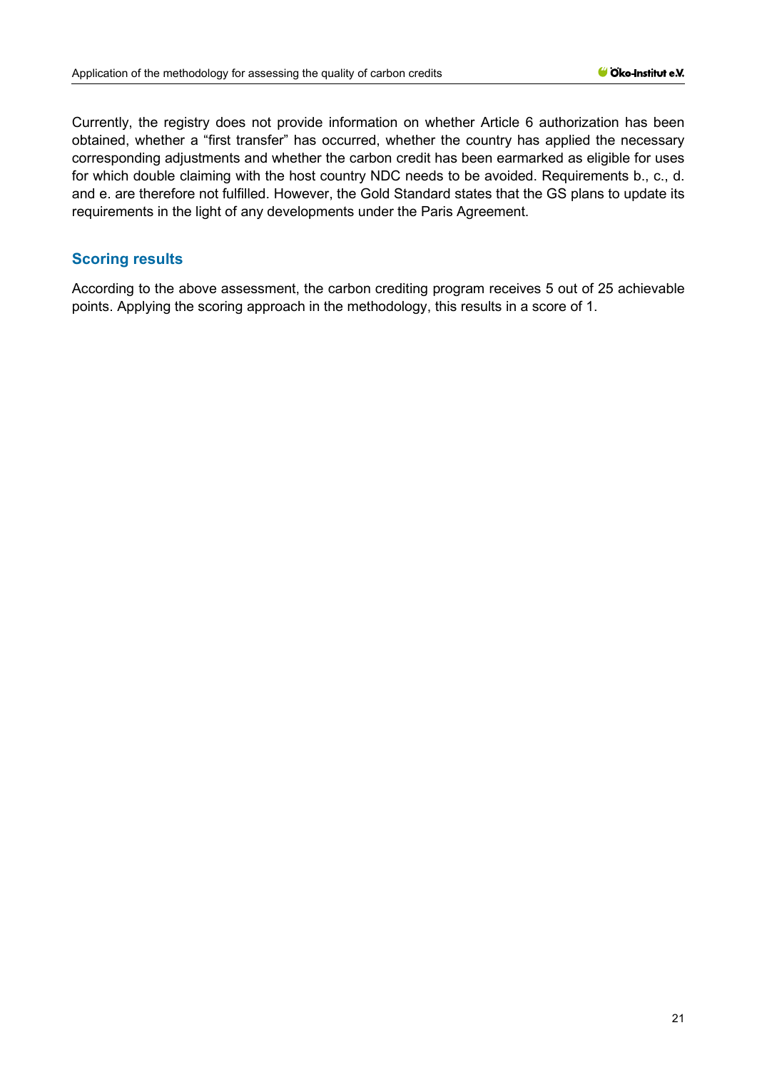Currently, the registry does not provide information on whether Article 6 authorization has been obtained, whether a "first transfer" has occurred, whether the country has applied the necessary corresponding adjustments and whether the carbon credit has been earmarked as eligible for uses for which double claiming with the host country NDC needs to be avoided. Requirements b., c., d. and e. are therefore not fulfilled. However, the Gold Standard states that the GS plans to update its requirements in the light of any developments under the Paris Agreement.

### Scoring results

According to the above assessment, the carbon crediting program receives 5 out of 25 achievable points. Applying the scoring approach in the methodology, this results in a score of 1.